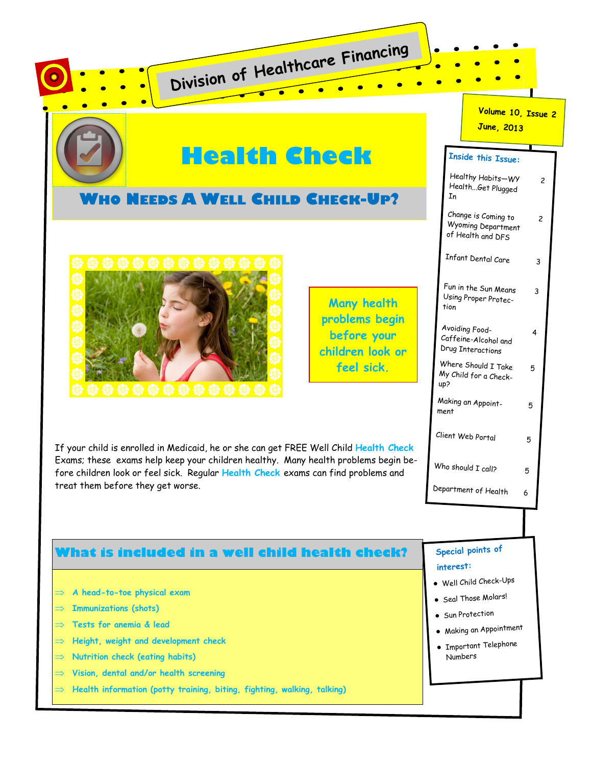# Division of Healthcare Financing

Volume 10, Issue 2
June, 2013

# Health Check

## Who Needs a Well Child Check-Up?

Many health problems begin before your children look or feel sick.

If your child is enrolled in Medicaid, he or she can get FREE Well Child Health Check Exams; these exams help keep your children healthy. Many health problems begin before children look or feel sick. Regular Health Check exams can find problems and treat them before they get worse.

## What is included in a well child health check?

- A head-to-toe physical exam
- Immunizations (shots)
- Tests for anemia & lead
- Height, weight and development check
- Nutrition check (eating habits)
- Vision, dental and/or health screening
- Health information (potty training, biting, fighting, walking, talking)

### Inside this Issue:

| | |
|---|---|
| Healthy Habits—WY Health...Get Plugged In | 2 |
| Change is Coming to Wyoming Department of Health and DFS | 2 |
| Infant Dental Care | 3 |
| Fun in the Sun Means Using Proper Protection | 3 |
| Avoiding Food-Caffeine-Alcohol and Drug Interactions | 4 |
| Where Should I Take My Child for a Check-up? | 5 |
| Making an Appointment | 5 |
| Client Web Portal | 5 |
| Who should I call? | 5 |
| Department of Health | 6 |

### Special points of interest:

- Well Child Check-Ups
- Seal Those Molars!
- Sun Protection
- Making an Appointment
- Important Telephone Numbers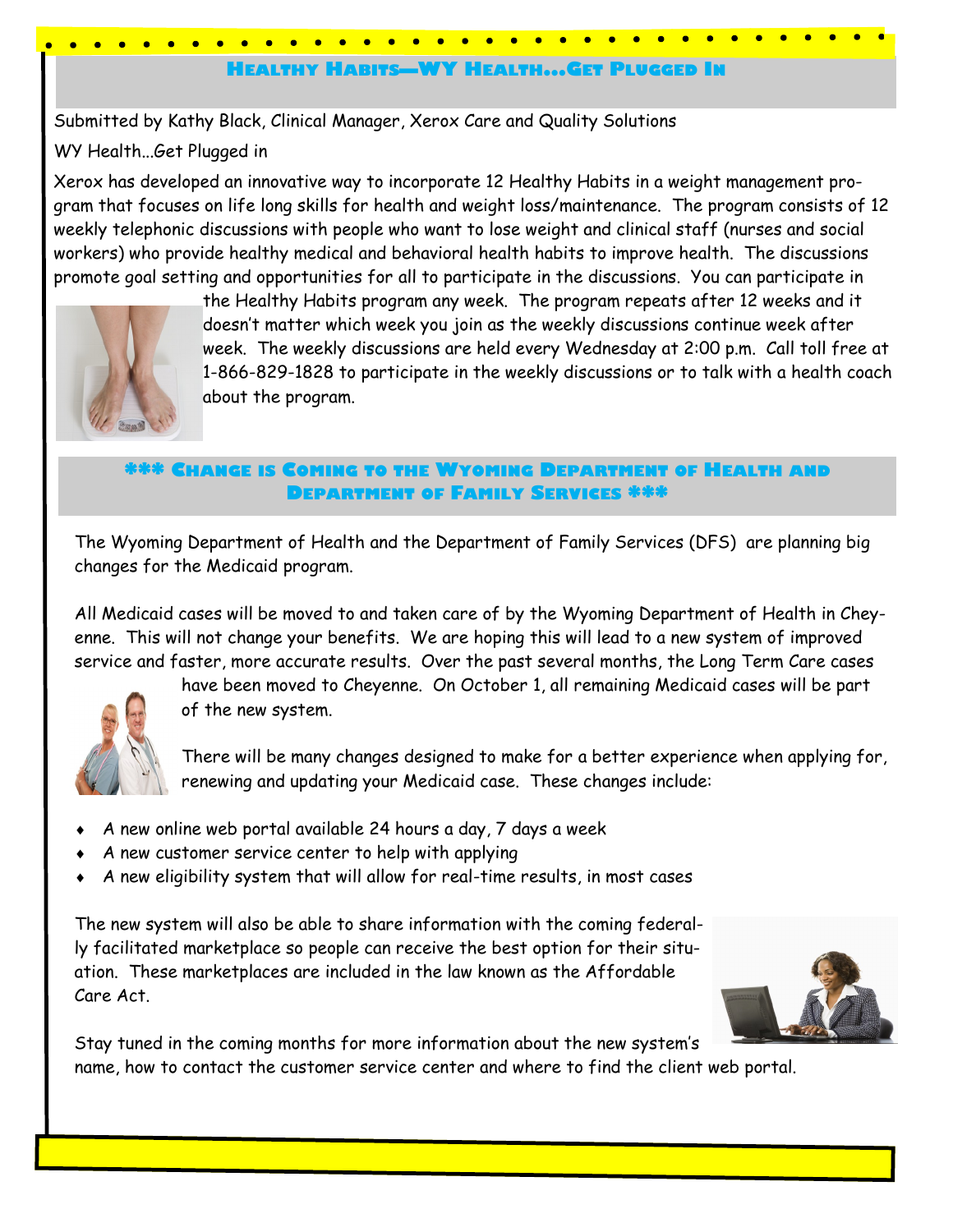## Healthy Habits—WY Health...Get Plugged In

Submitted by Kathy Black, Clinical Manager, Xerox Care and Quality Solutions

WY Health...Get Plugged in

Xerox has developed an innovative way to incorporate 12 Healthy Habits in a weight management program that focuses on life long skills for health and weight loss/maintenance. The program consists of 12 weekly telephonic discussions with people who want to lose weight and clinical staff (nurses and social workers) who provide healthy medical and behavioral health habits to improve health. The discussions promote goal setting and opportunities for all to participate in the discussions. You can participate in the Healthy Habits program any week. The program repeats after 12 weeks and it doesn't matter which week you join as the weekly discussions continue week after week. The weekly discussions are held every Wednesday at 2:00 p.m. Call toll free at 1-866-829-1828 to participate in the weekly discussions or to talk with a health coach about the program.

## *** Change is Coming to the Wyoming Department of Health and Department of Family Services ***

The Wyoming Department of Health and the Department of Family Services (DFS) are planning big changes for the Medicaid program.

All Medicaid cases will be moved to and taken care of by the Wyoming Department of Health in Cheyenne. This will not change your benefits. We are hoping this will lead to a new system of improved service and faster, more accurate results. Over the past several months, the Long Term Care cases have been moved to Cheyenne. On October 1, all remaining Medicaid cases will be part of the new system.

There will be many changes designed to make for a better experience when applying for, renewing and updating your Medicaid case. These changes include:

- A new online web portal available 24 hours a day, 7 days a week
- A new customer service center to help with applying
- A new eligibility system that will allow for real-time results, in most cases

The new system will also be able to share information with the coming federally facilitated marketplace so people can receive the best option for their situation. These marketplaces are included in the law known as the Affordable Care Act.

Stay tuned in the coming months for more information about the new system's name, how to contact the customer service center and where to find the client web portal.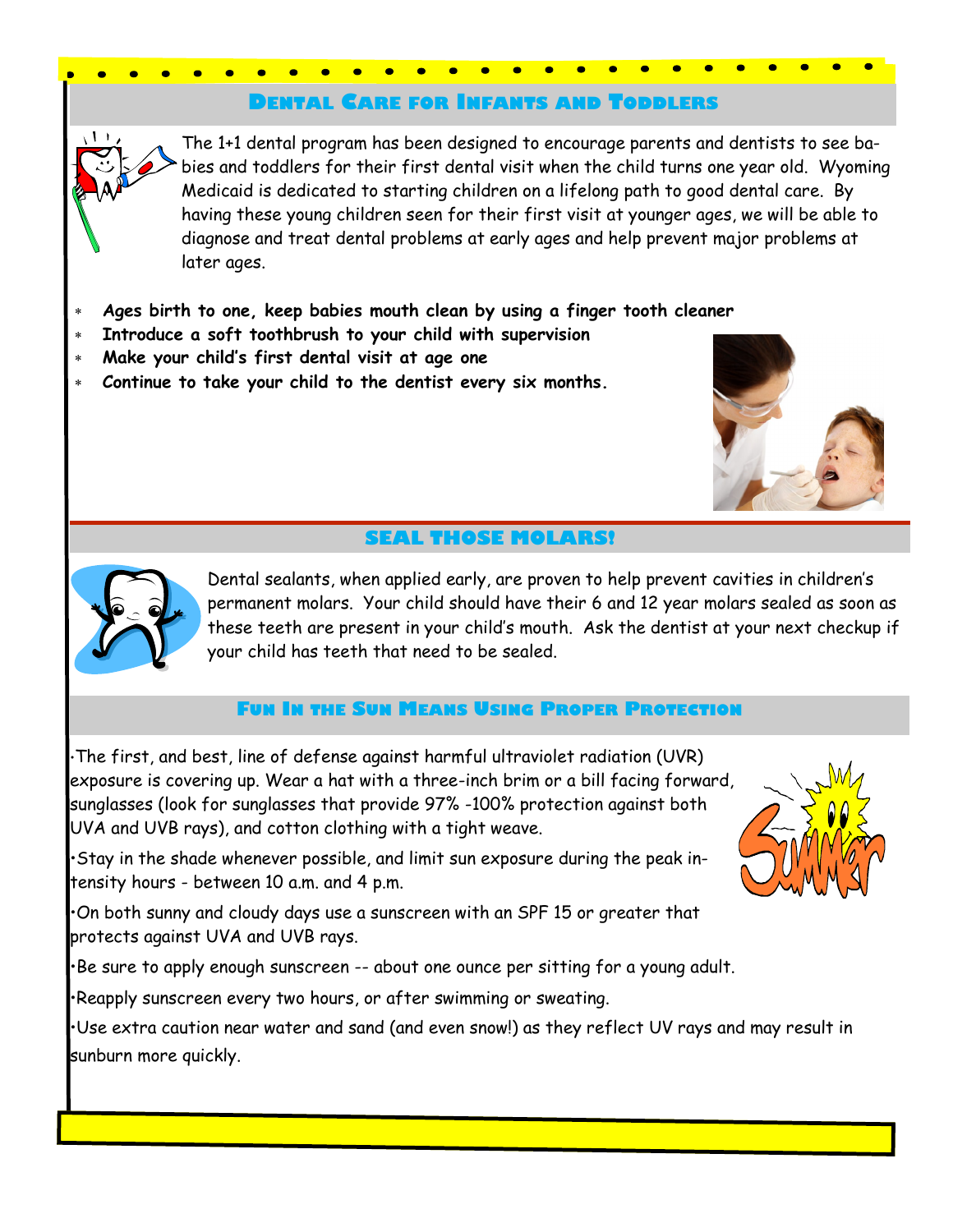## Dental Care for Infants and Toddlers

The 1+1 dental program has been designed to encourage parents and dentists to see babies and toddlers for their first dental visit when the child turns one year old. Wyoming Medicaid is dedicated to starting children on a lifelong path to good dental care. By having these young children seen for their first visit at younger ages, we will be able to diagnose and treat dental problems at early ages and help prevent major problems at later ages.

- ***Ages birth to one, keep babies mouth clean by using a finger tooth cleaner***
- ***Introduce a soft toothbrush to your child with supervision***
- ***Make your child's first dental visit at age one***
- ***Continue to take your child to the dentist every six months.***

## SEAL THOSE MOLARS!

Dental sealants, when applied early, are proven to help prevent cavities in children's permanent molars. Your child should have their 6 and 12 year molars sealed as soon as these teeth are present in your child's mouth. Ask the dentist at your next checkup if your child has teeth that need to be sealed.

## Fun In the Sun Means Using Proper Protection

- The first, and best, line of defense against harmful ultraviolet radiation (UVR) exposure is covering up. Wear a hat with a three-inch brim or a bill facing forward, sunglasses (look for sunglasses that provide 97% -100% protection against both UVA and UVB rays), and cotton clothing with a tight weave.
- Stay in the shade whenever possible, and limit sun exposure during the peak intensity hours - between 10 a.m. and 4 p.m.
- On both sunny and cloudy days use a sunscreen with an SPF 15 or greater that protects against UVA and UVB rays.
- Be sure to apply enough sunscreen -- about one ounce per sitting for a young adult.
- Reapply sunscreen every two hours, or after swimming or sweating.
- Use extra caution near water and sand (and even snow!) as they reflect UV rays and may result in sunburn more quickly.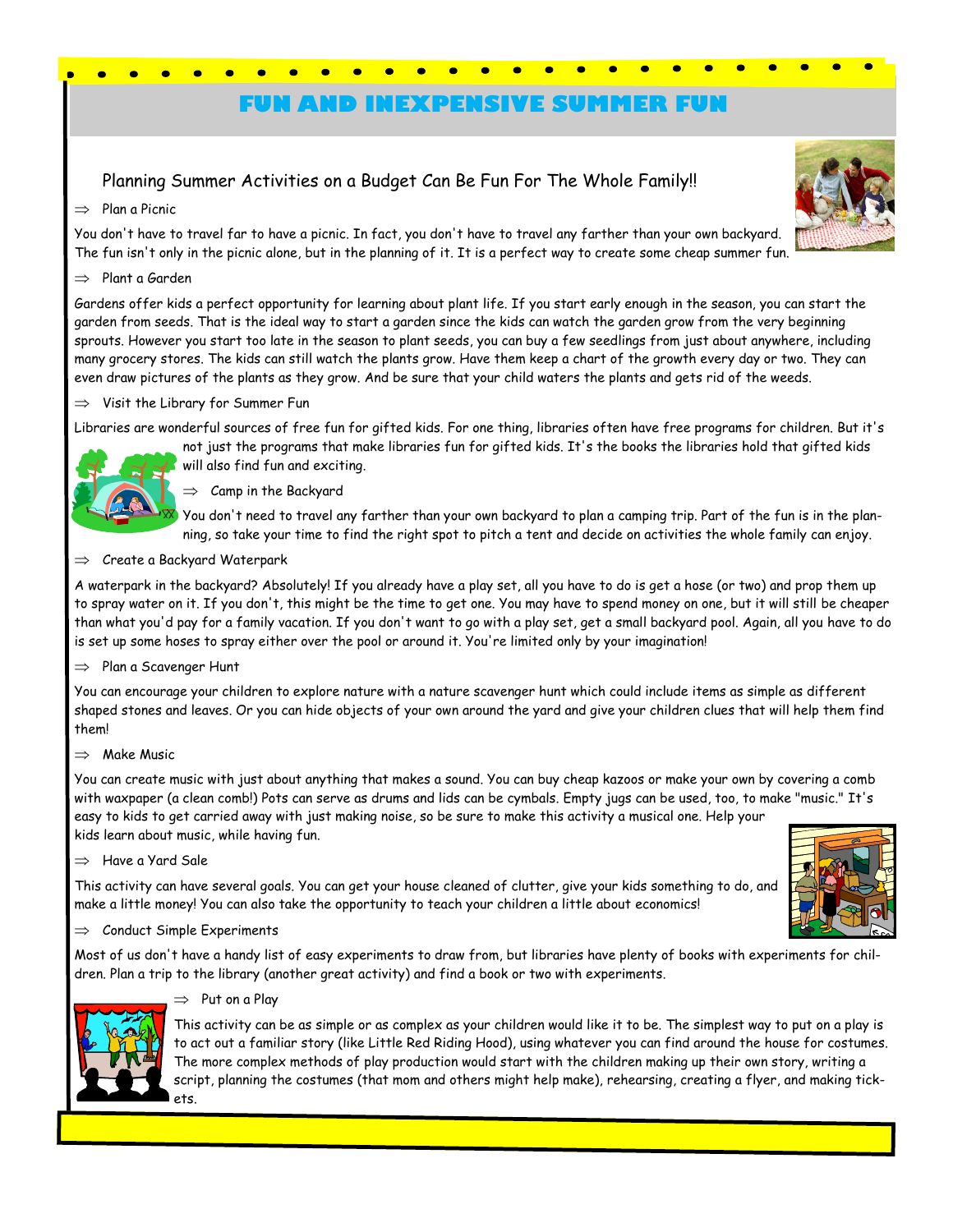# FUN AND INEXPENSIVE SUMMER FUN

## Planning Summer Activities on a Budget Can Be Fun For The Whole Family!!

⇒ Plan a Picnic

You don't have to travel far to have a picnic. In fact, you don't have to travel any farther than your own backyard. The fun isn't only in the picnic alone, but in the planning of it. It is a perfect way to create some cheap summer fun.

⇒ Plant a Garden

Gardens offer kids a perfect opportunity for learning about plant life. If you start early enough in the season, you can start the garden from seeds. That is the ideal way to start a garden since the kids can watch the garden grow from the very beginning sprouts. However you start too late in the season to plant seeds, you can buy a few seedlings from just about anywhere, including many grocery stores. The kids can still watch the plants grow. Have them keep a chart of the growth every day or two. They can even draw pictures of the plants as they grow. And be sure that your child waters the plants and gets rid of the weeds.

⇒ Visit the Library for Summer Fun

Libraries are wonderful sources of free fun for gifted kids. For one thing, libraries often have free programs for children. But it's not just the programs that make libraries fun for gifted kids. It's the books the libraries hold that gifted kids will also find fun and exciting.

⇒ Camp in the Backyard

You don't need to travel any farther than your own backyard to plan a camping trip. Part of the fun is in the planning, so take your time to find the right spot to pitch a tent and decide on activities the whole family can enjoy.

⇒ Create a Backyard Waterpark

A waterpark in the backyard? Absolutely! If you already have a play set, all you have to do is get a hose (or two) and prop them up to spray water on it. If you don't, this might be the time to get one. You may have to spend money on one, but it will still be cheaper than what you'd pay for a family vacation. If you don't want to go with a play set, get a small backyard pool. Again, all you have to do is set up some hoses to spray either over the pool or around it. You're limited only by your imagination!

⇒ Plan a Scavenger Hunt

You can encourage your children to explore nature with a nature scavenger hunt which could include items as simple as different shaped stones and leaves. Or you can hide objects of your own around the yard and give your children clues that will help them find them!

⇒ Make Music

You can create music with just about anything that makes a sound. You can buy cheap kazoos or make your own by covering a comb with waxpaper (a clean comb!) Pots can serve as drums and lids can be cymbals. Empty jugs can be used, too, to make "music." It's easy to kids to get carried away with just making noise, so be sure to make this activity a musical one. Help your kids learn about music, while having fun.

⇒ Have a Yard Sale

This activity can have several goals. You can get your house cleaned of clutter, give your kids something to do, and make a little money! You can also take the opportunity to teach your children a little about economics!

⇒ Conduct Simple Experiments

Most of us don't have a handy list of easy experiments to draw from, but libraries have plenty of books with experiments for children. Plan a trip to the library (another great activity) and find a book or two with experiments.

⇒ Put on a Play

This activity can be as simple or as complex as your children would like it to be. The simplest way to put on a play is to act out a familiar story (like Little Red Riding Hood), using whatever you can find around the house for costumes. The more complex methods of play production would start with the children making up their own story, writing a script, planning the costumes (that mom and others might help make), rehearsing, creating a flyer, and making tickets.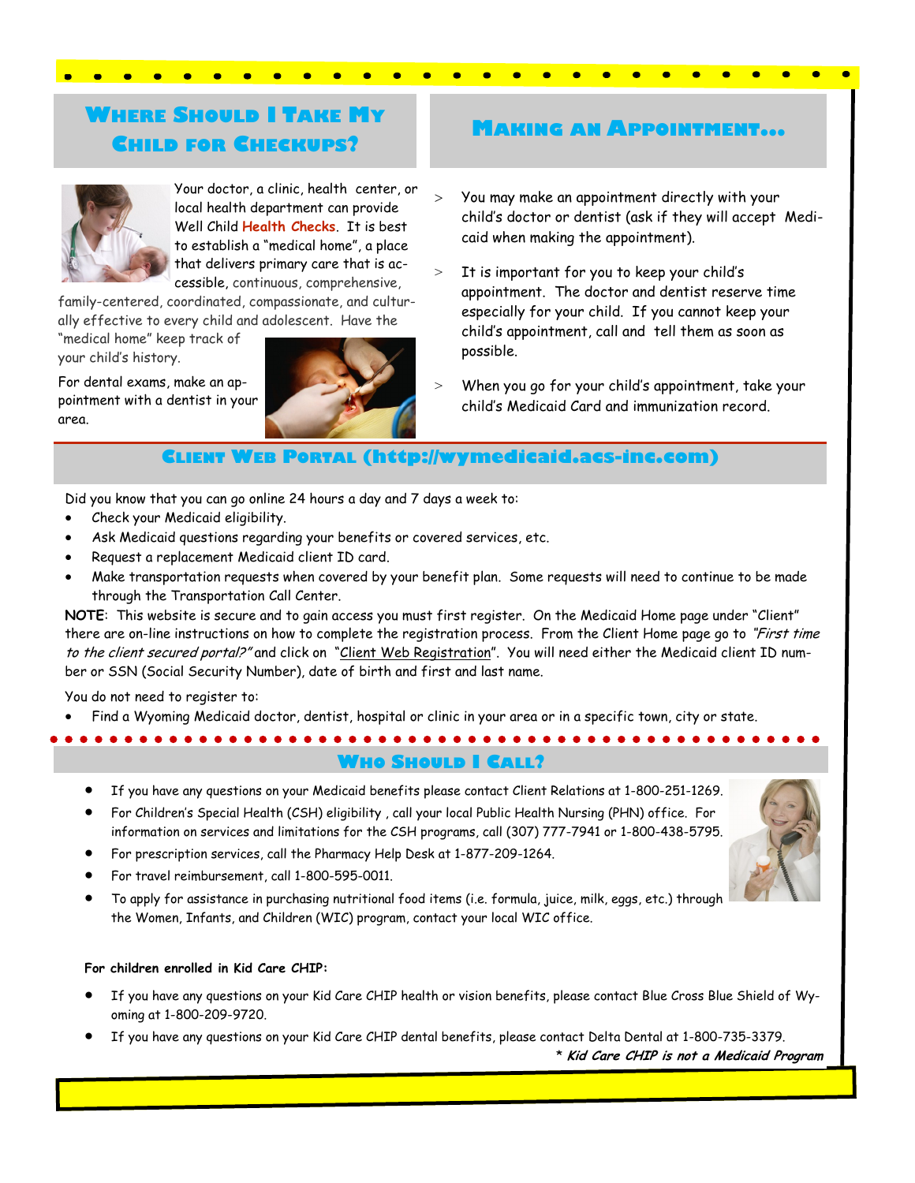## Where Should I Take My Child for Checkups?

Your doctor, a clinic, health center, or local health department can provide Well Child Health Checks. It is best to establish a "medical home", a place that delivers primary care that is accessible, continuous, comprehensive, family-centered, coordinated, compassionate, and culturally effective to every child and adolescent. Have the "medical home" keep track of your child's history.

For dental exams, make an appointment with a dentist in your area.

## Making an Appointment...

> You may make an appointment directly with your child's doctor or dentist (ask if they will accept Medicaid when making the appointment).

> It is important for you to keep your child's appointment. The doctor and dentist reserve time especially for your child. If you cannot keep your child's appointment, call and tell them as soon as possible.

> When you go for your child's appointment, take your child's Medicaid Card and immunization record.

## Client Web Portal (http://wymedicaid.acs-inc.com)

Did you know that you can go online 24 hours a day and 7 days a week to:

- Check your Medicaid eligibility.
- Ask Medicaid questions regarding your benefits or covered services, etc.
- Request a replacement Medicaid client ID card.
- Make transportation requests when covered by your benefit plan. Some requests will need to continue to be made through the Transportation Call Center.

**NOTE**: This website is secure and to gain access you must first register. On the Medicaid Home page under "Client" there are on-line instructions on how to complete the registration process. From the Client Home page go to *"First time to the client secured portal?"* and click on "Client Web Registration". You will need either the Medicaid client ID number or SSN (Social Security Number), date of birth and first and last name.

You do not need to register to:

- Find a Wyoming Medicaid doctor, dentist, hospital or clinic in your area or in a specific town, city or state.

## Who Should I Call?

- If you have any questions on your Medicaid benefits please contact Client Relations at 1-800-251-1269.
- For Children's Special Health (CSH) eligibility , call your local Public Health Nursing (PHN) office. For information on services and limitations for the CSH programs, call (307) 777-7941 or 1-800-438-5795.
- For prescription services, call the Pharmacy Help Desk at 1-877-209-1264.
- For travel reimbursement, call 1-800-595-0011.
- To apply for assistance in purchasing nutritional food items (i.e. formula, juice, milk, eggs, etc.) through the Women, Infants, and Children (WIC) program, contact your local WIC office.

**For children enrolled in Kid Care CHIP:**

- If you have any questions on your Kid Care CHIP health or vision benefits, please contact Blue Cross Blue Shield of Wyoming at 1-800-209-9720.
- If you have any questions on your Kid Care CHIP dental benefits, please contact Delta Dental at 1-800-735-3379.

***\* Kid Care CHIP is not a Medicaid Program***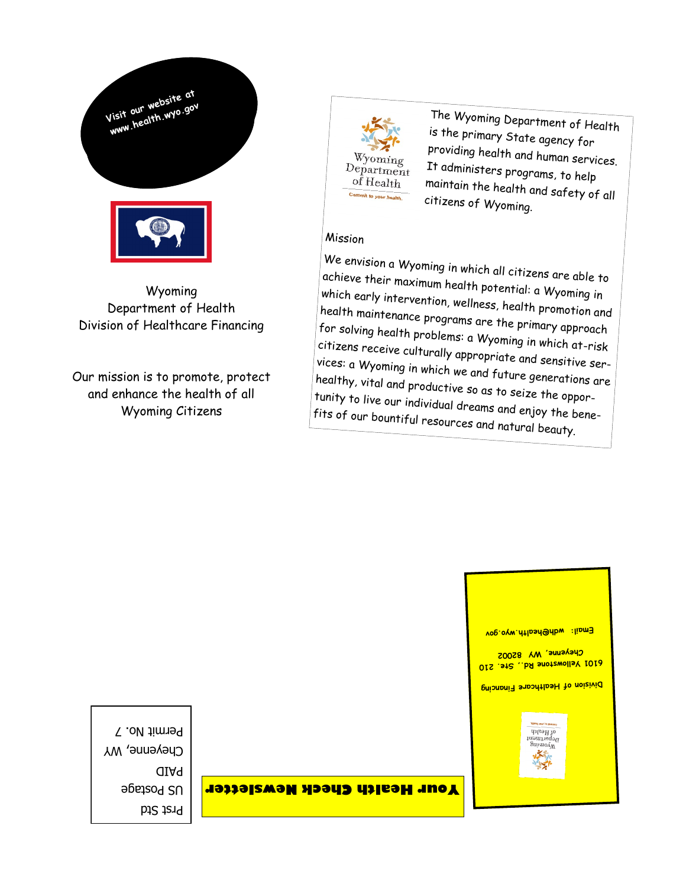Visit our website at www.health.wyo.gov

Wyoming
Department of Health
Division of Healthcare Financing

Our mission is to promote, protect and enhance the health of all Wyoming Citizens

Wyoming Department of Health
Commit to your health.

The Wyoming Department of Health is the primary State agency for providing health and human services. It administers programs, to help maintain the health and safety of all citizens of Wyoming.

Mission

We envision a Wyoming in which all citizens are able to achieve their maximum health potential: a Wyoming in which early intervention, wellness, health promotion and health maintenance programs are the primary approach for solving health problems: a Wyoming in which at-risk citizens receive culturally appropriate and sensitive services: a Wyoming in which we and future generations are healthy, vital and productive so as to seize the opportunity to live our individual dreams and enjoy the benefits of our bountiful resources and natural beauty.

Prst Std
US Postage
PAID
Cheyenne, WY
Permit No. 7

**Your Health Check Newsletter**

Wyoming Department of Health
Commit to your health.

Division of Healthcare Financing
6101 Yellowstone Rd., Ste. 210
Cheyenne, WY 82002

Email: wdh@health.wyo.gov